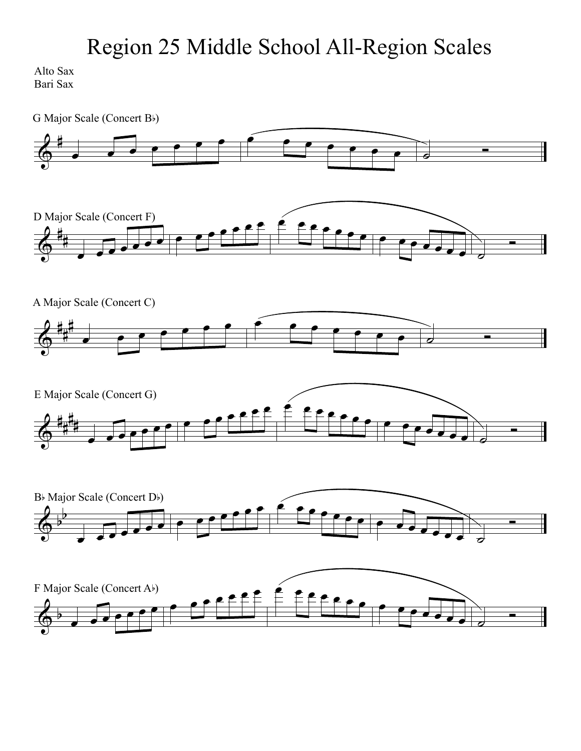# Region 25 Middle School All-Region Scales

Alto Sax
Bari Sax

G Major Scale (Concert B♭)

D Major Scale (Concert F)

A Major Scale (Concert C)

E Major Scale (Concert G)

B♭ Major Scale (Concert D♭)

F Major Scale (Concert A♭)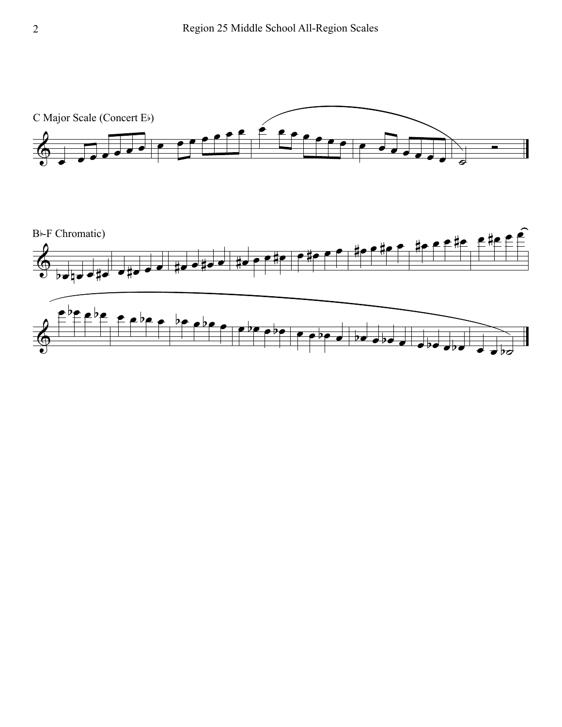C Major Scale (Concert E♭)

B♭-F Chromatic)